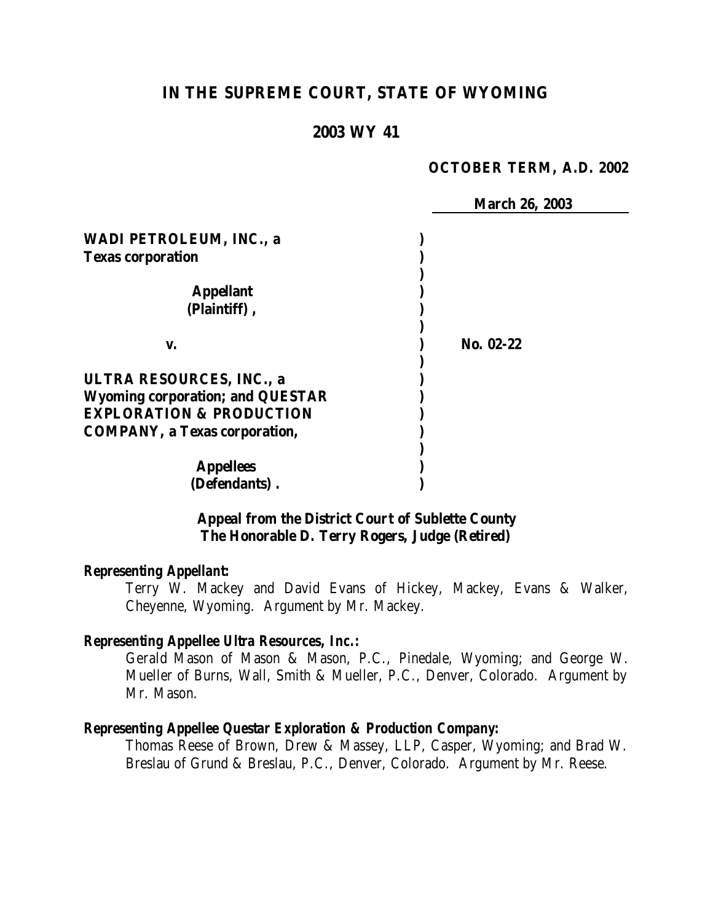# IN THE SUPREME COURT, STATE OF WYOMING

## 2003 WY 41

**OCTOBER TERM, A.D. 2002**

**March 26, 2003**

| | |
|---|---|
| **WADI PETROLEUM, INC., a Texas corporation** | |
| **Appellant (Plaintiff),** | |
| **v.** | **No. 02-22** |
| **ULTRA RESOURCES, INC., a Wyoming corporation; and QUESTAR EXPLORATION & PRODUCTION COMPANY, a Texas corporation,** | |
| **Appellees (Defendants).** | |

**Appeal from the District Court of Sublette County**
**The Honorable D. Terry Rogers, Judge (Retired)**

***Representing Appellant:***

Terry W. Mackey and David Evans of Hickey, Mackey, Evans & Walker, Cheyenne, Wyoming. Argument by Mr. Mackey.

***Representing Appellee Ultra Resources, Inc.:***

Gerald Mason of Mason & Mason, P.C., Pinedale, Wyoming; and George W. Mueller of Burns, Wall, Smith & Mueller, P.C., Denver, Colorado. Argument by Mr. Mason.

***Representing Appellee Questar Exploration & Production Company:***

Thomas Reese of Brown, Drew & Massey, LLP, Casper, Wyoming; and Brad W. Breslau of Grund & Breslau, P.C., Denver, Colorado. Argument by Mr. Reese.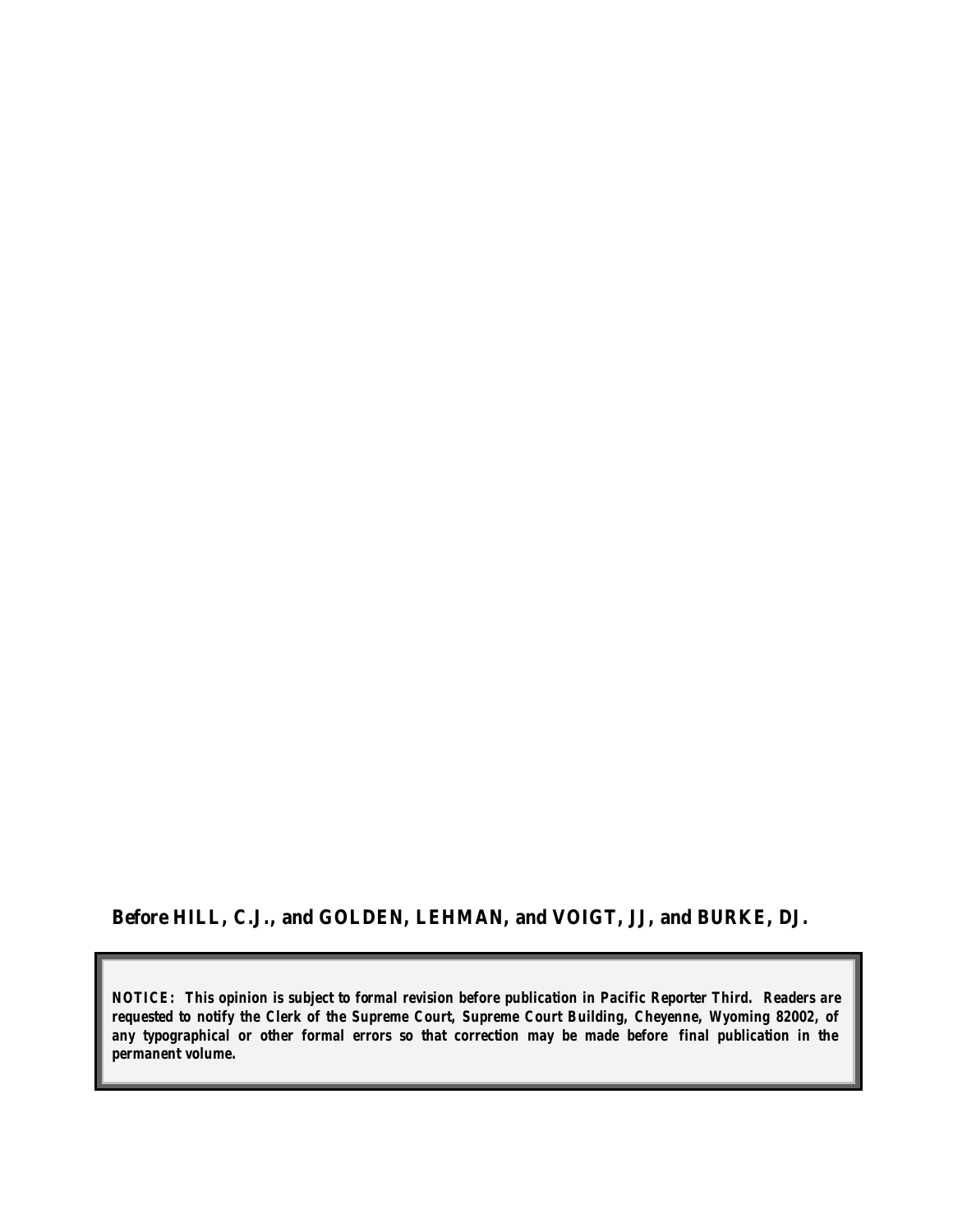**Before HILL, C.J., and GOLDEN, LEHMAN, and VOIGT, JJ, and BURKE, DJ.**

**NOTICE: This opinion is subject to formal revision before publication in Pacific Reporter Third. Readers are requested to notify the Clerk of the Supreme Court, Supreme Court Building, Cheyenne, Wyoming 82002, of any typographical or other formal errors so that correction may be made before final publication in the permanent volume.**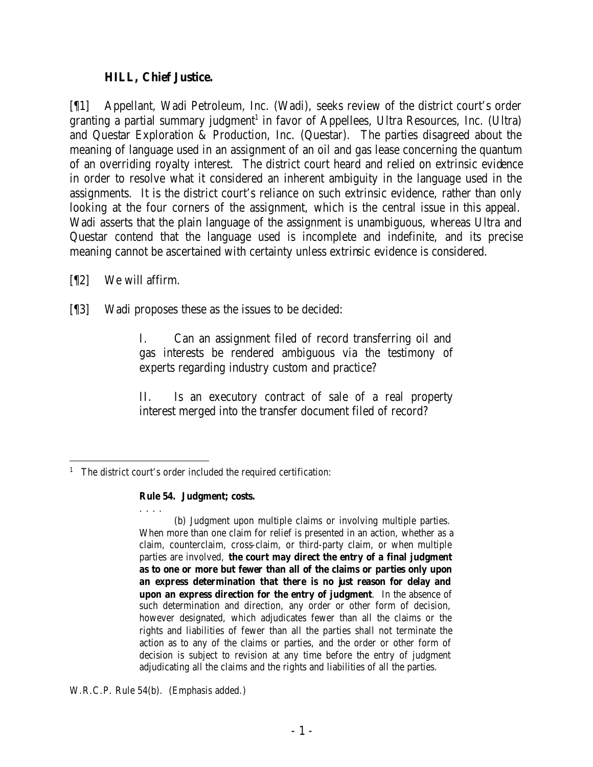**HILL, Chief Justice.**

[¶1] Appellant, Wadi Petroleum, Inc. (Wadi), seeks review of the district court's order granting a partial summary judgment[1] in favor of Appellees, Ultra Resources, Inc. (Ultra) and Questar Exploration & Production, Inc. (Questar). The parties disagreed about the meaning of language used in an assignment of an oil and gas lease concerning the quantum of an overriding royalty interest. The district court heard and relied on extrinsic evidence in order to resolve what it considered an inherent ambiguity in the language used in the assignments. It is the district court's reliance on such extrinsic evidence, rather than only looking at the four corners of the assignment, which is the central issue in this appeal. Wadi asserts that the plain language of the assignment is unambiguous, whereas Ultra and Questar contend that the language used is incomplete and indefinite, and its precise meaning cannot be ascertained with certainty unless extrinsic evidence is considered.

[¶2] We will affirm.

[¶3] Wadi proposes these as the issues to be decided:

> I. Can an assignment filed of record transferring oil and gas interests be rendered ambiguous via the testimony of experts regarding industry custom and practice?
>
> II. Is an executory contract of sale of a real property interest merged into the transfer document filed of record?

---

[1] The district court's order included the required certification:

> **Rule 54. Judgment; costs.**
>
> . . . .
>
> (b) Judgment upon multiple claims or involving multiple parties. When more than one claim for relief is presented in an action, whether as a claim, counterclaim, cross-claim, or third-party claim, or when multiple parties are involved, **the court may direct the entry of a final judgment as to one or more but fewer than all of the claims or parties only upon an express determination that there is no just reason for delay and upon an express direction for the entry of judgment**. In the absence of such determination and direction, any order or other form of decision, however designated, which adjudicates fewer than all the claims or the rights and liabilities of fewer than all the parties shall not terminate the action as to any of the claims or parties, and the order or other form of decision is subject to revision at any time before the entry of judgment adjudicating all the claims and the rights and liabilities of all the parties.

W.R.C.P. Rule 54(b). (Emphasis added.)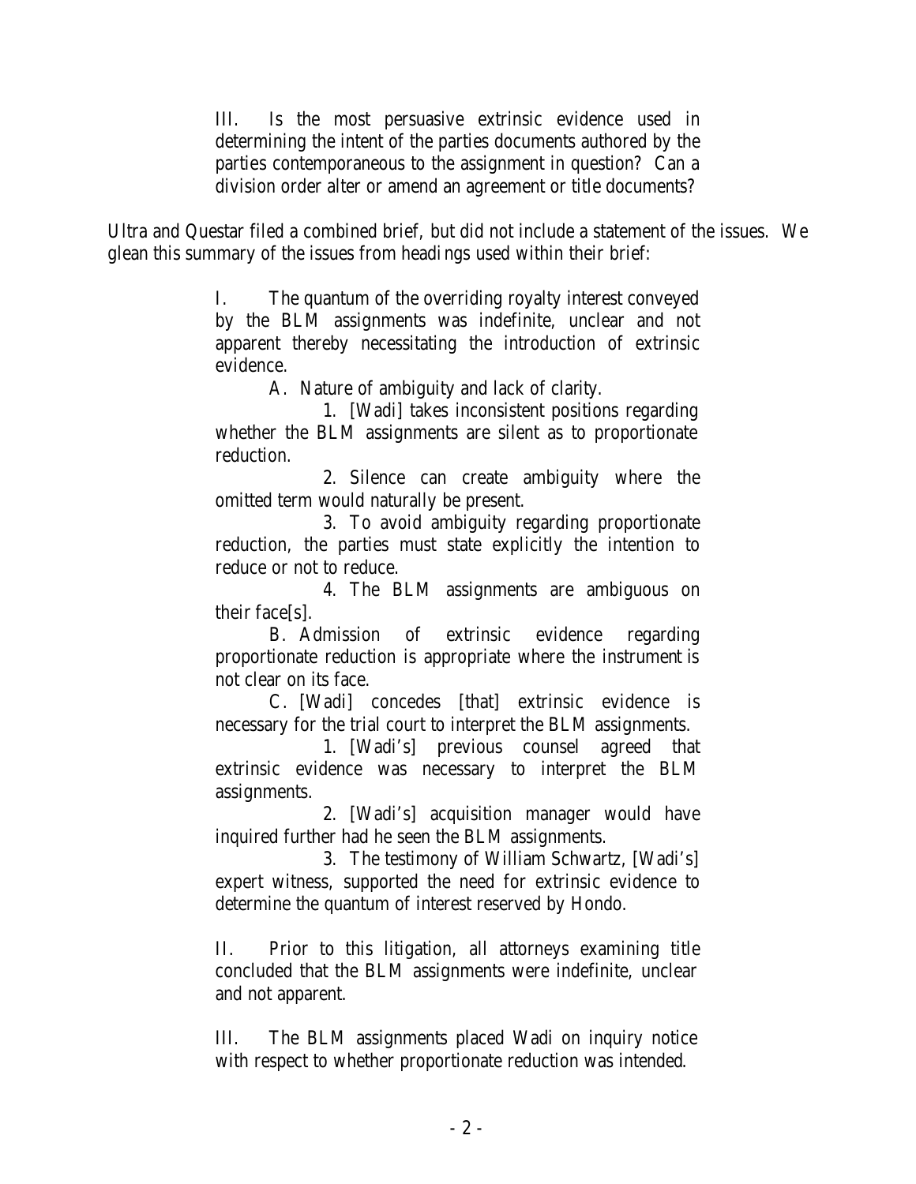> III. Is the most persuasive extrinsic evidence used in determining the intent of the parties documents authored by the parties contemporaneous to the assignment in question? Can a division order alter or amend an agreement or title documents?

Ultra and Questar filed a combined brief, but did not include a statement of the issues. We glean this summary of the issues from headings used within their brief:

> I. The quantum of the overriding royalty interest conveyed by the BLM assignments was indefinite, unclear and not apparent thereby necessitating the introduction of extrinsic evidence.
>
> A. Nature of ambiguity and lack of clarity.
>
> 1. [Wadi] takes inconsistent positions regarding whether the BLM assignments are silent as to proportionate reduction.
>
> 2. Silence can create ambiguity where the omitted term would naturally be present.
>
> 3. To avoid ambiguity regarding proportionate reduction, the parties must state explicitly the intention to reduce or not to reduce.
>
> 4. The BLM assignments are ambiguous on their face[s].
>
> B. Admission of extrinsic evidence regarding proportionate reduction is appropriate where the instrument is not clear on its face.
>
> C. [Wadi] concedes [that] extrinsic evidence is necessary for the trial court to interpret the BLM assignments.
>
> 1. [Wadi's] previous counsel agreed that extrinsic evidence was necessary to interpret the BLM assignments.
>
> 2. [Wadi's] acquisition manager would have inquired further had he seen the BLM assignments.
>
> 3. The testimony of William Schwartz, [Wadi's] expert witness, supported the need for extrinsic evidence to determine the quantum of interest reserved by Hondo.
>
> II. Prior to this litigation, all attorneys examining title concluded that the BLM assignments were indefinite, unclear and not apparent.
>
> III. The BLM assignments placed Wadi on inquiry notice with respect to whether proportionate reduction was intended.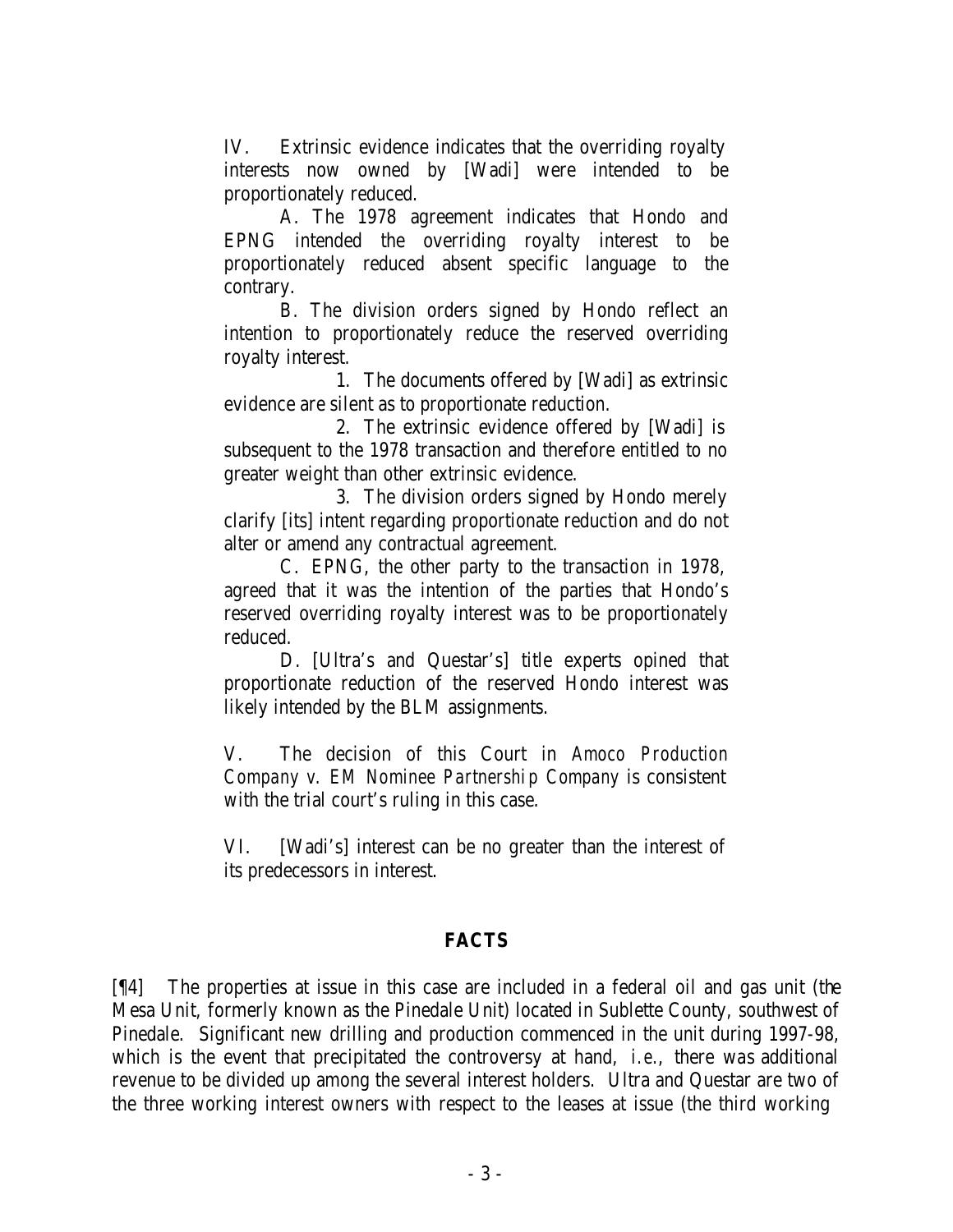IV. Extrinsic evidence indicates that the overriding royalty interests now owned by [Wadi] were intended to be proportionately reduced.

A. The 1978 agreement indicates that Hondo and EPNG intended the overriding royalty interest to be proportionately reduced absent specific language to the contrary.

B. The division orders signed by Hondo reflect an intention to proportionately reduce the reserved overriding royalty interest.

1. The documents offered by [Wadi] as extrinsic evidence are silent as to proportionate reduction.

2. The extrinsic evidence offered by [Wadi] is subsequent to the 1978 transaction and therefore entitled to no greater weight than other extrinsic evidence.

3. The division orders signed by Hondo merely clarify [its] intent regarding proportionate reduction and do not alter or amend any contractual agreement.

C. EPNG, the other party to the transaction in 1978, agreed that it was the intention of the parties that Hondo's reserved overriding royalty interest was to be proportionately reduced.

D. [Ultra's and Questar's] title experts opined that proportionate reduction of the reserved Hondo interest was likely intended by the BLM assignments.

V. The decision of this Court in *Amoco Production Company v. EM Nominee Partnership Company* is consistent with the trial court's ruling in this case.

VI. [Wadi's] interest can be no greater than the interest of its predecessors in interest.

## FACTS

[¶4] The properties at issue in this case are included in a federal oil and gas unit (the Mesa Unit, formerly known as the Pinedale Unit) located in Sublette County, southwest of Pinedale. Significant new drilling and production commenced in the unit during 1997-98, which is the event that precipitated the controversy at hand, *i.e.*, there was additional revenue to be divided up among the several interest holders. Ultra and Questar are two of the three working interest owners with respect to the leases at issue (the third working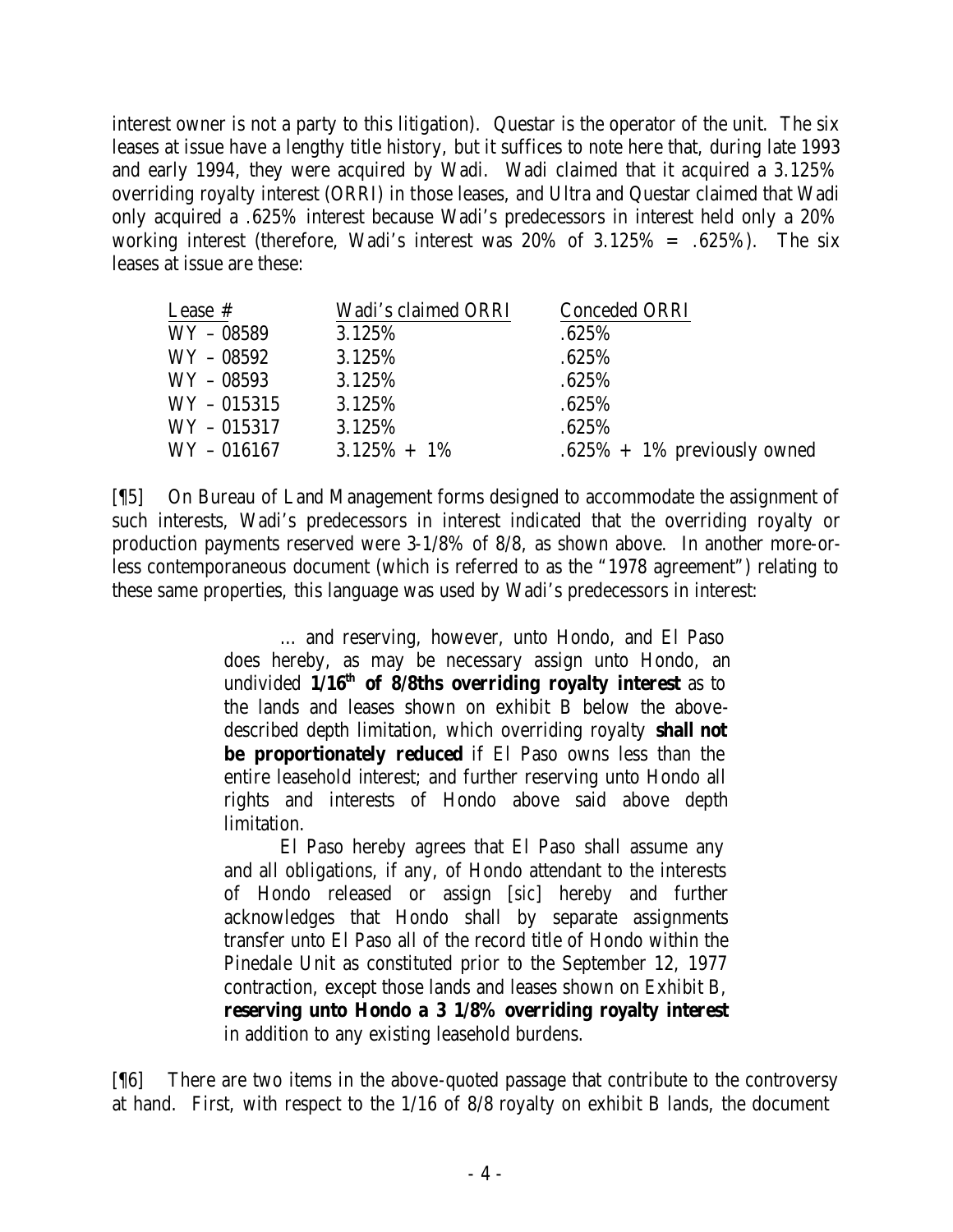interest owner is not a party to this litigation). Questar is the operator of the unit. The six leases at issue have a lengthy title history, but it suffices to note here that, during late 1993 and early 1994, they were acquired by Wadi. Wadi claimed that it acquired a 3.125% overriding royalty interest (ORRI) in those leases, and Ultra and Questar claimed that Wadi only acquired a .625% interest because Wadi's predecessors in interest held only a 20% working interest (therefore, Wadi's interest was 20% of 3.125% = .625%). The six leases at issue are these:

| Lease # | Wadi's claimed ORRI | Conceded ORRI |
| --- | --- | --- |
| WY – 08589 | 3.125% | .625% |
| WY – 08592 | 3.125% | .625% |
| WY – 08593 | 3.125% | .625% |
| WY – 015315 | 3.125% | .625% |
| WY – 015317 | 3.125% | .625% |
| WY – 016167 | 3.125% + 1% | .625% + 1% previously owned |

[¶5] On Bureau of Land Management forms designed to accommodate the assignment of such interests, Wadi's predecessors in interest indicated that the overriding royalty or production payments reserved were 3-1/8% of 8/8, as shown above. In another more-or-less contemporaneous document (which is referred to as the "1978 agreement") relating to these same properties, this language was used by Wadi's predecessors in interest:

> … and reserving, however, unto Hondo, and El Paso does hereby, as may be necessary assign unto Hondo, an undivided **1/16th of 8/8ths overriding royalty interest** as to the lands and leases shown on exhibit B below the above-described depth limitation, which overriding royalty **shall not be proportionately reduced** if El Paso owns less than the entire leasehold interest; and further reserving unto Hondo all rights and interests of Hondo above said above depth limitation.
>
> El Paso hereby agrees that El Paso shall assume any and all obligations, if any, of Hondo attendant to the interests of Hondo released or assign [sic] hereby and further acknowledges that Hondo shall by separate assignments transfer unto El Paso all of the record title of Hondo within the Pinedale Unit as constituted prior to the September 12, 1977 contraction, except those lands and leases shown on Exhibit B, **reserving unto Hondo a 3 1/8% overriding royalty interest** in addition to any existing leasehold burdens.

[¶6] There are two items in the above-quoted passage that contribute to the controversy at hand. First, with respect to the 1/16 of 8/8 royalty on exhibit B lands, the document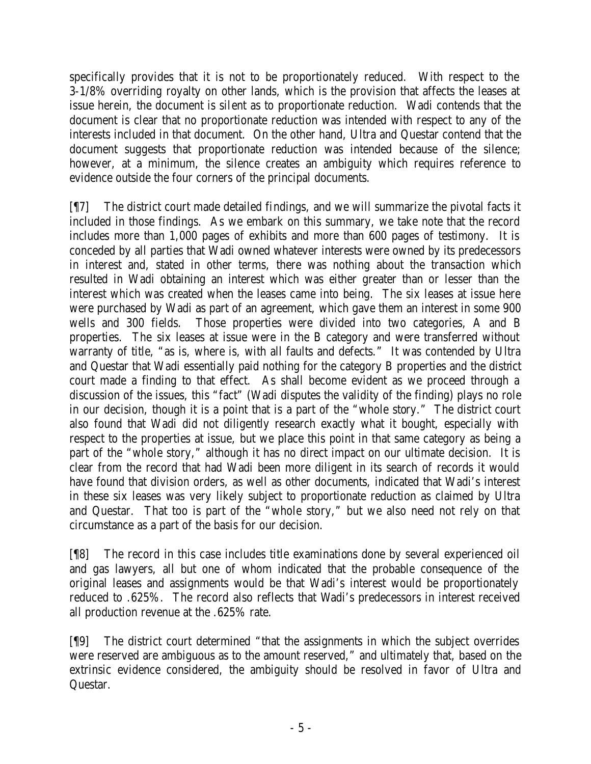specifically provides that it is not to be proportionately reduced. With respect to the 3-1/8% overriding royalty on other lands, which is the provision that affects the leases at issue herein, the document is silent as to proportionate reduction. Wadi contends that the document is clear that no proportionate reduction was intended with respect to any of the interests included in that document. On the other hand, Ultra and Questar contend that the document suggests that proportionate reduction was intended because of the silence; however, at a minimum, the silence creates an ambiguity which requires reference to evidence outside the four corners of the principal documents.

[¶7] The district court made detailed findings, and we will summarize the pivotal facts it included in those findings. As we embark on this summary, we take note that the record includes more than 1,000 pages of exhibits and more than 600 pages of testimony. It is conceded by all parties that Wadi owned whatever interests were owned by its predecessors in interest and, stated in other terms, there was nothing about the transaction which resulted in Wadi obtaining an interest which was either greater than or lesser than the interest which was created when the leases came into being. The six leases at issue here were purchased by Wadi as part of an agreement, which gave them an interest in some 900 wells and 300 fields. Those properties were divided into two categories, A and B properties. The six leases at issue were in the B category and were transferred without warranty of title, "as is, where is, with all faults and defects." It was contended by Ultra and Questar that Wadi essentially paid nothing for the category B properties and the district court made a finding to that effect. As shall become evident as we proceed through a discussion of the issues, this "fact" (Wadi disputes the validity of the finding) plays no role in our decision, though it is a point that is a part of the "whole story." The district court also found that Wadi did not diligently research exactly what it bought, especially with respect to the properties at issue, but we place this point in that same category as being a part of the "whole story," although it has no direct impact on our ultimate decision. It is clear from the record that had Wadi been more diligent in its search of records it would have found that division orders, as well as other documents, indicated that Wadi's interest in these six leases was very likely subject to proportionate reduction as claimed by Ultra and Questar. That too is part of the "whole story," but we also need not rely on that circumstance as a part of the basis for our decision.

[¶8] The record in this case includes title examinations done by several experienced oil and gas lawyers, all but one of whom indicated that the probable consequence of the original leases and assignments would be that Wadi's interest would be proportionately reduced to .625%. The record also reflects that Wadi's predecessors in interest received all production revenue at the .625% rate.

[¶9] The district court determined "that the assignments in which the subject overrides were reserved are ambiguous as to the amount reserved," and ultimately that, based on the extrinsic evidence considered, the ambiguity should be resolved in favor of Ultra and Questar.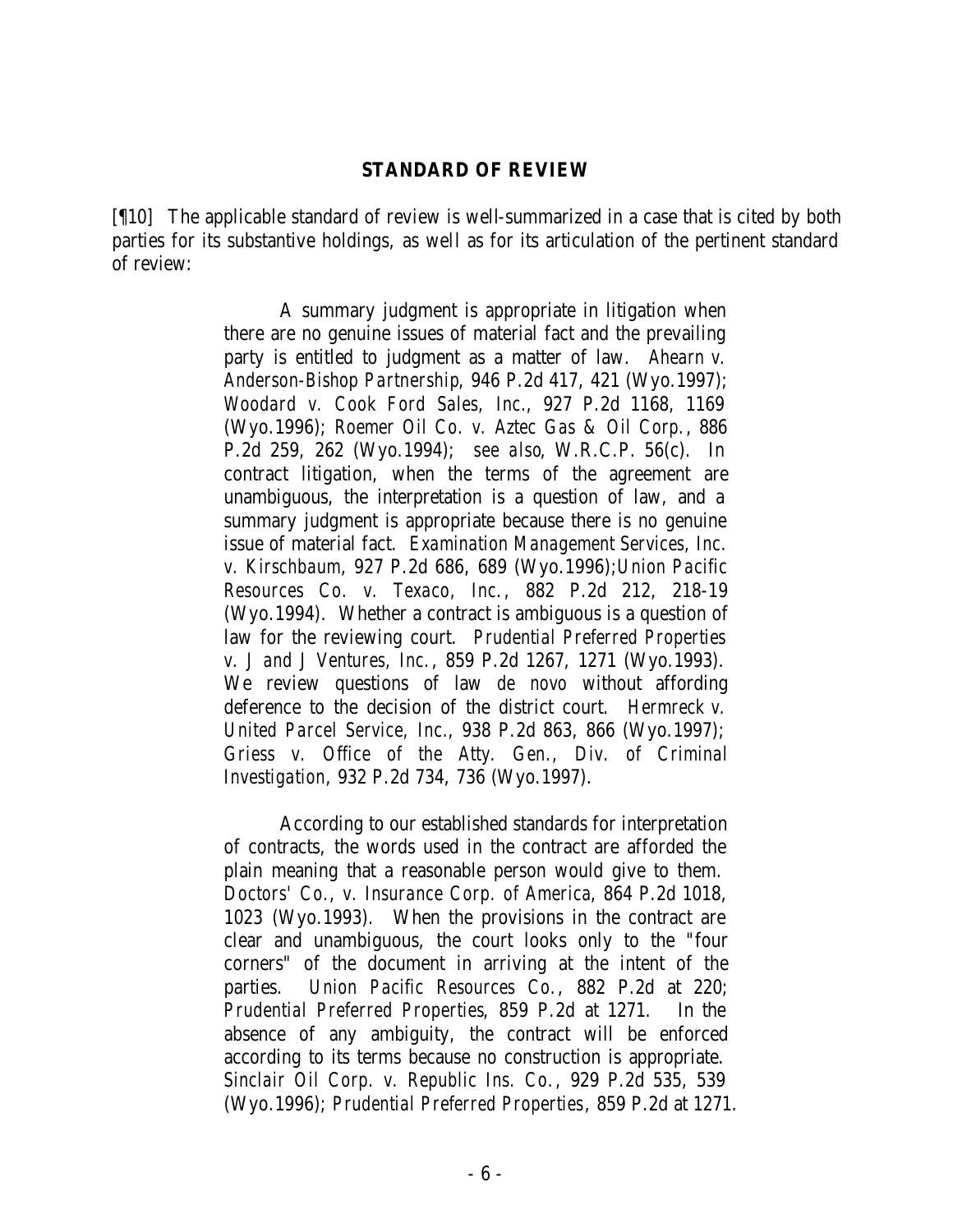## STANDARD OF REVIEW

[¶10] The applicable standard of review is well-summarized in a case that is cited by both parties for its substantive holdings, as well as for its articulation of the pertinent standard of review:

> A summary judgment is appropriate in litigation when there are no genuine issues of material fact and the prevailing party is entitled to judgment as a matter of law. *Ahearn v. Anderson-Bishop Partnership*, 946 P.2d 417, 421 (Wyo.1997); *Woodard v. Cook Ford Sales, Inc.*, 927 P.2d 1168, 1169 (Wyo.1996); *Roemer Oil Co. v. Aztec Gas & Oil Corp.*, 886 P.2d 259, 262 (Wyo.1994); *see also*, W.R.C.P. 56(c). In contract litigation, when the terms of the agreement are unambiguous, the interpretation is a question of law, and a summary judgment is appropriate because there is no genuine issue of material fact. *Examination Management Services, Inc. v. Kirschbaum*, 927 P.2d 686, 689 (Wyo.1996); *Union Pacific Resources Co. v. Texaco, Inc.*, 882 P.2d 212, 218-19 (Wyo.1994). Whether a contract is ambiguous is a question of law for the reviewing court. *Prudential Preferred Properties v. J and J Ventures, Inc.*, 859 P.2d 1267, 1271 (Wyo.1993). We review questions of law *de novo* without affording deference to the decision of the district court. *Hermreck v. United Parcel Service, Inc.*, 938 P.2d 863, 866 (Wyo.1997); *Griess v. Office of the Atty. Gen., Div. of Criminal Investigation*, 932 P.2d 734, 736 (Wyo.1997).
>
> According to our established standards for interpretation of contracts, the words used in the contract are afforded the plain meaning that a reasonable person would give to them. *Doctors' Co., v. Insurance Corp. of America*, 864 P.2d 1018, 1023 (Wyo.1993). When the provisions in the contract are clear and unambiguous, the court looks only to the "four corners" of the document in arriving at the intent of the parties. *Union Pacific Resources Co.*, 882 P.2d at 220; *Prudential Preferred Properties*, 859 P.2d at 1271. In the absence of any ambiguity, the contract will be enforced according to its terms because no construction is appropriate. *Sinclair Oil Corp. v. Republic Ins. Co.*, 929 P.2d 535, 539 (Wyo.1996); *Prudential Preferred Properties*, 859 P.2d at 1271.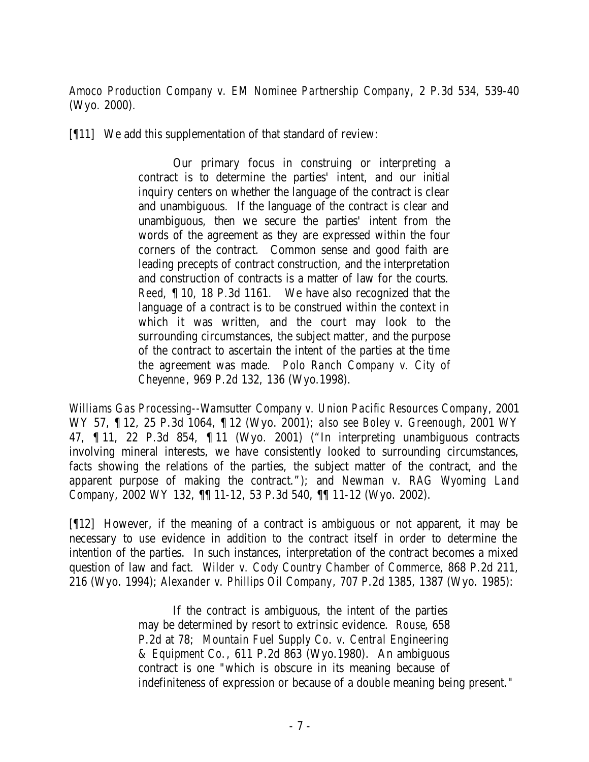*Amoco Production Company v. EM Nominee Partnership Company*, 2 P.3d 534, 539-40 (Wyo. 2000).

[¶11] We add this supplementation of that standard of review:

> Our primary focus in construing or interpreting a contract is to determine the parties' intent, and our initial inquiry centers on whether the language of the contract is clear and unambiguous. If the language of the contract is clear and unambiguous, then we secure the parties' intent from the words of the agreement as they are expressed within the four corners of the contract. Common sense and good faith are leading precepts of contract construction, and the interpretation and construction of contracts is a matter of law for the courts. *Reed*, ¶ 10, 18 P.3d 1161. We have also recognized that the language of a contract is to be construed within the context in which it was written, and the court may look to the surrounding circumstances, the subject matter, and the purpose of the contract to ascertain the intent of the parties at the time the agreement was made. *Polo Ranch Company v. City of Cheyenne*, 969 P.2d 132, 136 (Wyo.1998).

*Williams Gas Processing--Wamsutter Company v. Union Pacific Resources Company*, 2001 WY 57, ¶ 12, 25 P.3d 1064, ¶ 12 (Wyo. 2001); *also see Boley v. Greenough*, 2001 WY 47, ¶ 11, 22 P.3d 854, ¶ 11 (Wyo. 2001) ("In interpreting unambiguous contracts involving mineral interests, we have consistently looked to surrounding circumstances, facts showing the relations of the parties, the subject matter of the contract, and the apparent purpose of making the contract."); and *Newman v. RAG Wyoming Land Company*, 2002 WY 132, ¶¶ 11-12, 53 P.3d 540, ¶¶ 11-12 (Wyo. 2002).

[¶12] However, if the meaning of a contract is ambiguous or not apparent, it may be necessary to use evidence in addition to the contract itself in order to determine the intention of the parties. In such instances, interpretation of the contract becomes a mixed question of law and fact. *Wilder v. Cody Country Chamber of Commerce*, 868 P.2d 211, 216 (Wyo. 1994); *Alexander v. Phillips Oil Company*, 707 P.2d 1385, 1387 (Wyo. 1985):

> If the contract is ambiguous, the intent of the parties may be determined by resort to extrinsic evidence. *Rouse*, 658 P.2d at 78; *Mountain Fuel Supply Co. v. Central Engineering & Equipment Co.*, 611 P.2d 863 (Wyo.1980). An ambiguous contract is one "which is obscure in its meaning because of indefiniteness of expression or because of a double meaning being present."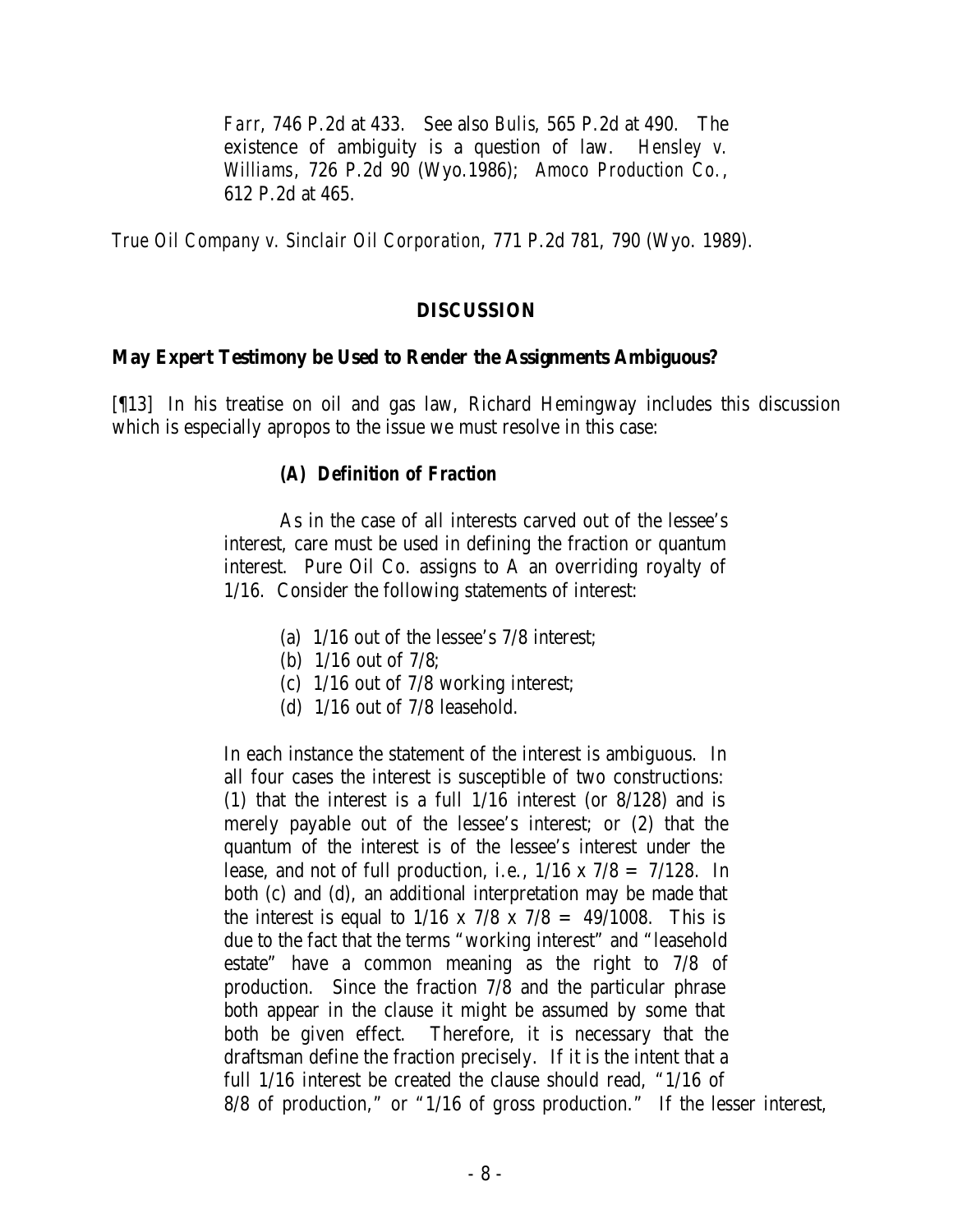> *Farr*, 746 P.2d at 433. See also *Bulis*, 565 P.2d at 490. The existence of ambiguity is a question of law. *Hensley v. Williams*, 726 P.2d 90 (Wyo.1986); *Amoco Production Co.*, 612 P.2d at 465.

*True Oil Company v. Sinclair Oil Corporation*, 771 P.2d 781, 790 (Wyo. 1989).

## DISCUSSION

### May Expert Testimony be Used to Render the Assignments Ambiguous?

[¶13] In his treatise on oil and gas law, Richard Hemingway includes this discussion which is especially apropos to the issue we must resolve in this case:

> ***(A) Definition of Fraction***
>
> As in the case of all interests carved out of the lessee's interest, care must be used in defining the fraction or quantum interest. Pure Oil Co. assigns to A an overriding royalty of 1/16. Consider the following statements of interest:
>
> (a) 1/16 out of the lessee's 7/8 interest;
> (b) 1/16 out of 7/8;
> (c) 1/16 out of 7/8 working interest;
> (d) 1/16 out of 7/8 leasehold.
>
> In each instance the statement of the interest is ambiguous. In all four cases the interest is susceptible of two constructions: (1) that the interest is a full 1/16 interest (or 8/128) and is merely payable out of the lessee's interest; or (2) that the quantum of the interest is of the lessee's interest under the lease, and not of full production, i.e., $1/16 \times 7/8 = 7/128$. In both (c) and (d), an additional interpretation may be made that the interest is equal to $1/16 \times 7/8 \times 7/8 = 49/1008$. This is due to the fact that the terms "working interest" and "leasehold estate" have a common meaning as the right to 7/8 of production. Since the fraction 7/8 and the particular phrase both appear in the clause it might be assumed by some that both be given effect. Therefore, it is necessary that the draftsman define the fraction precisely. If it is the intent that a full 1/16 interest be created the clause should read, "1/16 of 8/8 of production," or "1/16 of gross production." If the lesser interest,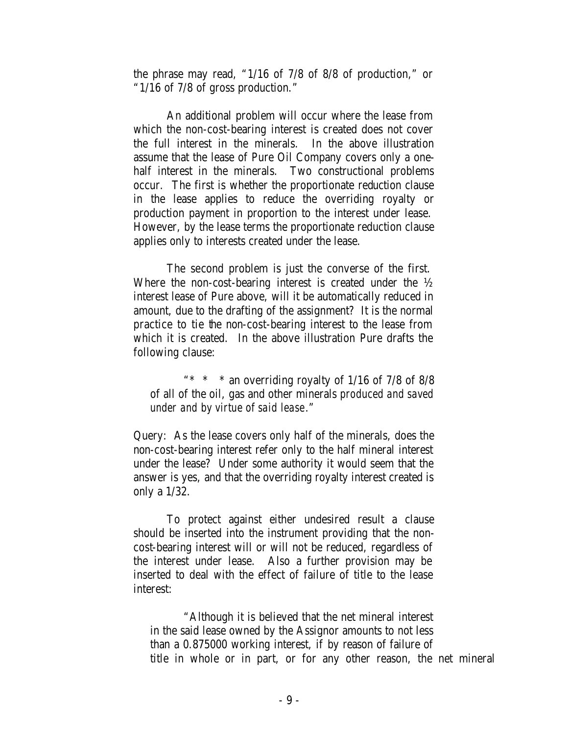the phrase may read, "1/16 of 7/8 of 8/8 of production," or "1/16 of 7/8 of gross production."

An additional problem will occur where the lease from which the non-cost-bearing interest is created does not cover the full interest in the minerals. In the above illustration assume that the lease of Pure Oil Company covers only a one-half interest in the minerals. Two constructional problems occur. The first is whether the proportionate reduction clause in the lease applies to reduce the overriding royalty or production payment in proportion to the interest under lease. However, by the lease terms the proportionate reduction clause applies only to interests created under the lease.

The second problem is just the converse of the first. Where the non-cost-bearing interest is created under the ½ interest lease of Pure above, will it be automatically reduced in amount, due to the drafting of the assignment? It is the normal practice to tie the non-cost-bearing interest to the lease from which it is created. In the above illustration Pure drafts the following clause:

> "* * * an overriding royalty of 1/16 of 7/8 of 8/8 of all of the oil, gas and other minerals *produced and saved under and by virtue of said lease*."

Query: As the lease covers only half of the minerals, does the non-cost-bearing interest refer only to the half mineral interest under the lease? Under some authority it would seem that the answer is yes, and that the overriding royalty interest created is only a 1/32.

To protect against either undesired result a clause should be inserted into the instrument providing that the non-cost-bearing interest will or will not be reduced, regardless of the interest under lease. Also a further provision may be inserted to deal with the effect of failure of title to the lease interest:

> "Although it is believed that the net mineral interest in the said lease owned by the Assignor amounts to not less than a 0.875000 working interest, if by reason of failure of title in whole or in part, or for any other reason, the net mineral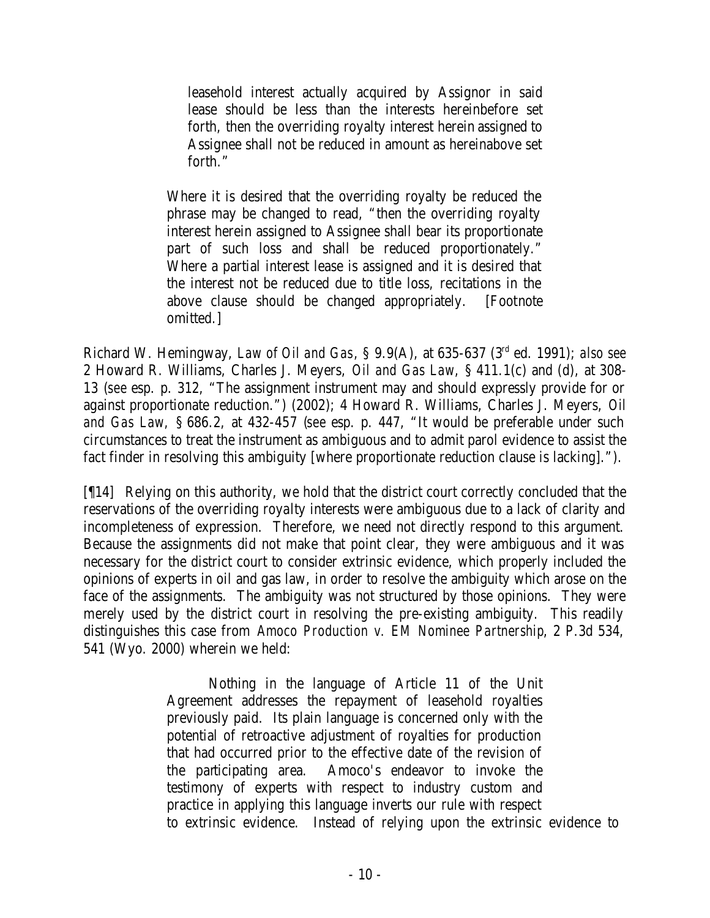> leasehold interest actually acquired by Assignor in said lease should be less than the interests hereinbefore set forth, then the overriding royalty interest herein assigned to Assignee shall not be reduced in amount as hereinabove set forth."
>
> Where it is desired that the overriding royalty be reduced the phrase may be changed to read, "then the overriding royalty interest herein assigned to Assignee shall bear its proportionate part of such loss and shall be reduced proportionately." Where a partial interest lease is assigned and it is desired that the interest not be reduced due to title loss, recitations in the above clause should be changed appropriately. [Footnote omitted.]

Richard W. Hemingway, *Law of Oil and Gas*, § 9.9(A), at 635-637 (3rd ed. 1991); *also see* 2 Howard R. Williams, Charles J. Meyers, *Oil and Gas Law*, § 411.1(c) and (d), at 308-13 (*see* esp. p. 312, "The assignment instrument may and should expressly provide for or against proportionate reduction.") (2002); 4 Howard R. Williams, Charles J. Meyers, *Oil and Gas Law*, § 686.2, at 432-457 (*see* esp. p. 447, "It would be preferable under such circumstances to treat the instrument as ambiguous and to admit parol evidence to assist the fact finder in resolving this ambiguity [where proportionate reduction clause is lacking].").

[¶14] Relying on this authority, we hold that the district court correctly concluded that the reservations of the overriding royalty interests were ambiguous due to a lack of clarity and incompleteness of expression. Therefore, we need not directly respond to this argument. Because the assignments did not make that point clear, they were ambiguous and it was necessary for the district court to consider extrinsic evidence, which properly included the opinions of experts in oil and gas law, in order to resolve the ambiguity which arose on the face of the assignments. The ambiguity was not structured by those opinions. They were merely used by the district court in resolving the pre-existing ambiguity. This readily distinguishes this case from *Amoco Production v. EM Nominee Partnership*, 2 P.3d 534, 541 (Wyo. 2000) wherein we held:

> Nothing in the language of Article 11 of the Unit Agreement addresses the repayment of leasehold royalties previously paid. Its plain language is concerned only with the potential of retroactive adjustment of royalties for production that had occurred prior to the effective date of the revision of the participating area. Amoco's endeavor to invoke the testimony of experts with respect to industry custom and practice in applying this language inverts our rule with respect to extrinsic evidence. Instead of relying upon the extrinsic evidence to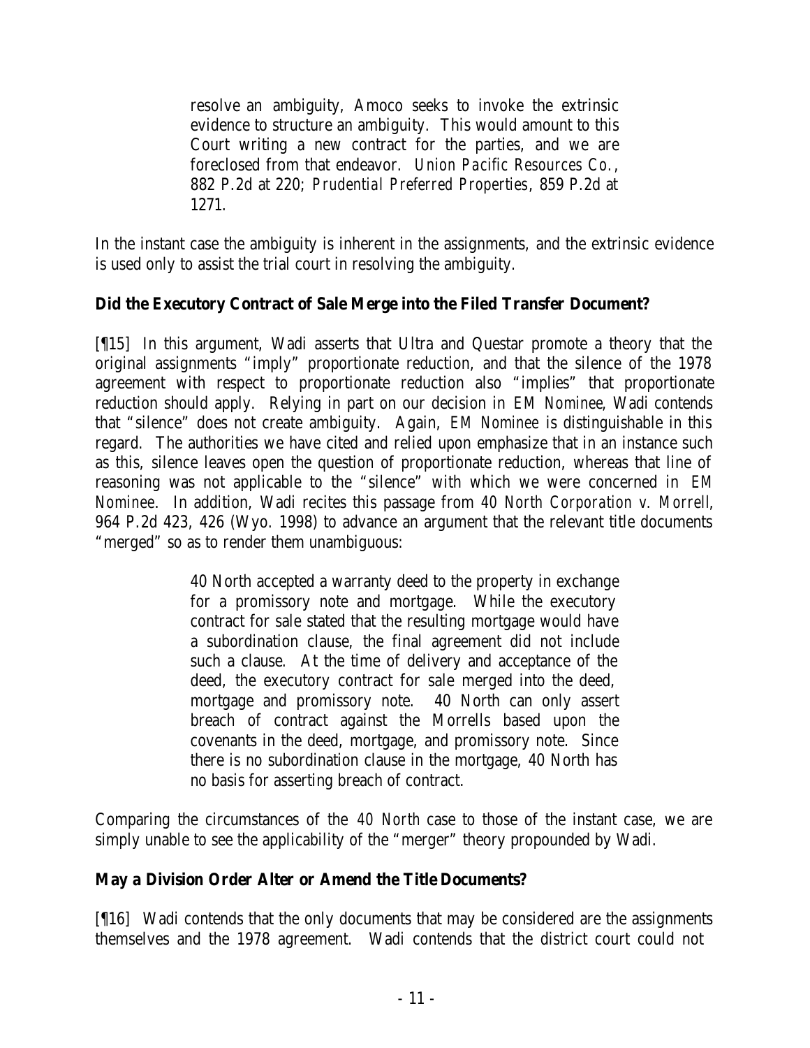> resolve an ambiguity, Amoco seeks to invoke the extrinsic evidence to structure an ambiguity. This would amount to this Court writing a new contract for the parties, and we are foreclosed from that endeavor. *Union Pacific Resources Co.*, 882 P.2d at 220; *Prudential Preferred Properties*, 859 P.2d at 1271.

In the instant case the ambiguity is inherent in the assignments, and the extrinsic evidence is used only to assist the trial court in resolving the ambiguity.

**Did the Executory Contract of Sale Merge into the Filed Transfer Document?**

[¶15] In this argument, Wadi asserts that Ultra and Questar promote a theory that the original assignments "imply" proportionate reduction, and that the silence of the 1978 agreement with respect to proportionate reduction also "implies" that proportionate reduction should apply. Relying in part on our decision in *EM Nominee*, Wadi contends that "silence" does not create ambiguity. Again, *EM Nominee* is distinguishable in this regard. The authorities we have cited and relied upon emphasize that in an instance such as this, silence leaves open the question of proportionate reduction, whereas that line of reasoning was not applicable to the "silence" with which we were concerned in *EM Nominee*. In addition, Wadi recites this passage from *40 North Corporation v. Morrell*, 964 P.2d 423, 426 (Wyo. 1998) to advance an argument that the relevant title documents "merged" so as to render them unambiguous:

> 40 North accepted a warranty deed to the property in exchange for a promissory note and mortgage. While the executory contract for sale stated that the resulting mortgage would have a subordination clause, the final agreement did not include such a clause. At the time of delivery and acceptance of the deed, the executory contract for sale merged into the deed, mortgage and promissory note. 40 North can only assert breach of contract against the Morrells based upon the covenants in the deed, mortgage, and promissory note. Since there is no subordination clause in the mortgage, 40 North has no basis for asserting breach of contract.

Comparing the circumstances of the *40 North* case to those of the instant case, we are simply unable to see the applicability of the "merger" theory propounded by Wadi.

**May a Division Order Alter or Amend the Title Documents?**

[¶16] Wadi contends that the only documents that may be considered are the assignments themselves and the 1978 agreement. Wadi contends that the district court could not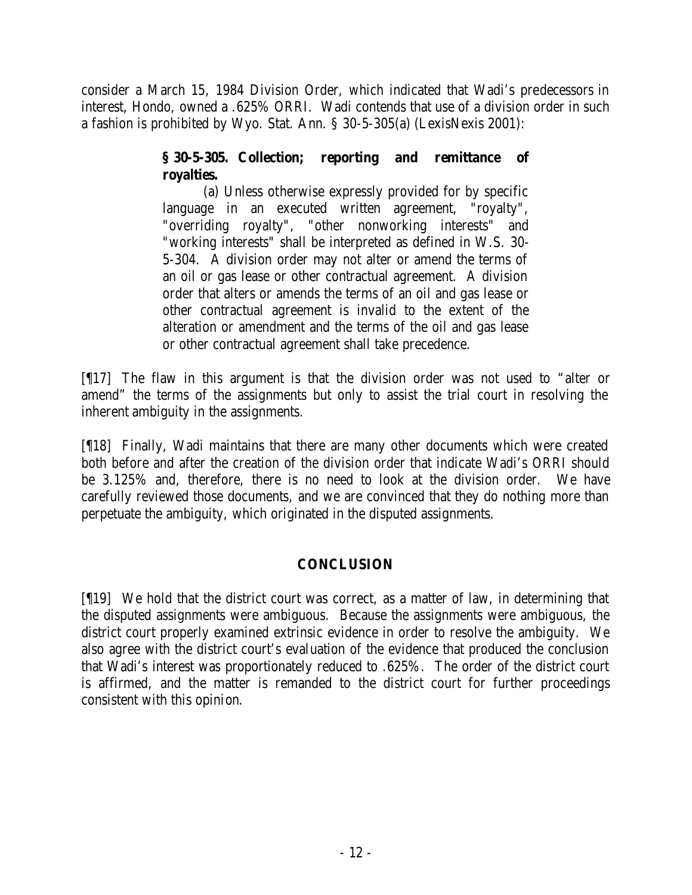consider a March 15, 1984 Division Order, which indicated that Wadi's predecessors in interest, Hondo, owned a .625% ORRI. Wadi contends that use of a division order in such a fashion is prohibited by Wyo. Stat. Ann. § 30-5-305(a) (LexisNexis 2001):

> **§ 30-5-305. Collection; reporting and remittance of royalties.**
>
> (a) Unless otherwise expressly provided for by specific language in an executed written agreement, "royalty", "overriding royalty", "other nonworking interests" and "working interests" shall be interpreted as defined in W.S. 30-5-304. A division order may not alter or amend the terms of an oil or gas lease or other contractual agreement. A division order that alters or amends the terms of an oil and gas lease or other contractual agreement is invalid to the extent of the alteration or amendment and the terms of the oil and gas lease or other contractual agreement shall take precedence.

[¶17] The flaw in this argument is that the division order was not used to "alter or amend" the terms of the assignments but only to assist the trial court in resolving the inherent ambiguity in the assignments.

[¶18] Finally, Wadi maintains that there are many other documents which were created both before and after the creation of the division order that indicate Wadi's ORRI should be 3.125% and, therefore, there is no need to look at the division order. We have carefully reviewed those documents, and we are convinced that they do nothing more than perpetuate the ambiguity, which originated in the disputed assignments.

## CONCLUSION

[¶19] We hold that the district court was correct, as a matter of law, in determining that the disputed assignments were ambiguous. Because the assignments were ambiguous, the district court properly examined extrinsic evidence in order to resolve the ambiguity. We also agree with the district court's evaluation of the evidence that produced the conclusion that Wadi's interest was proportionately reduced to .625%. The order of the district court is affirmed, and the matter is remanded to the district court for further proceedings consistent with this opinion.